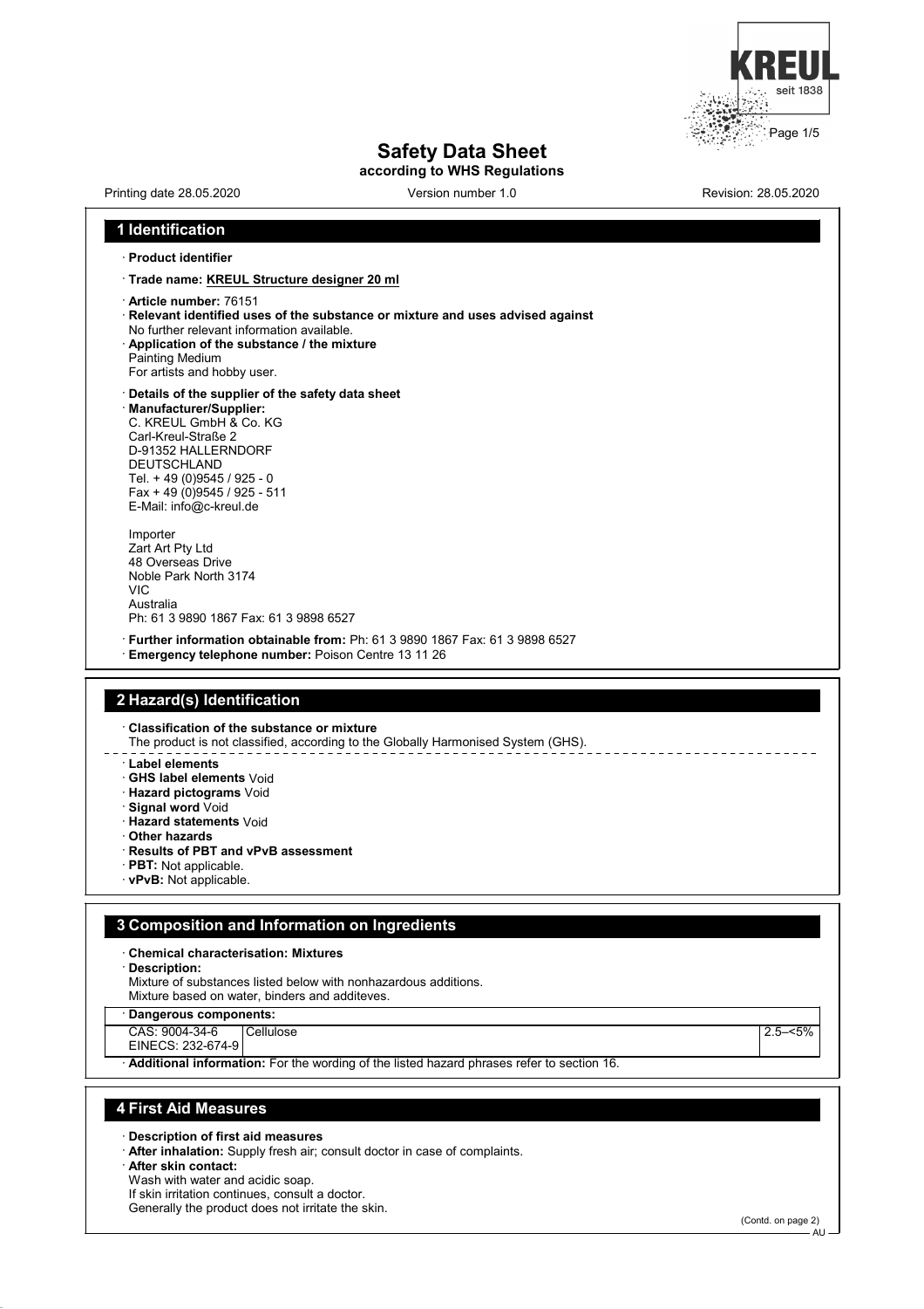# Safety Data Sheet
**according to WHS Regulations**

Printing date 28.05.2020 | Version number 1.0 | Revision: 28.05.2020

## 1 Identification

· **Product identifier**

· **Trade name: KREUL Structure designer 20 ml**

· **Article number:** 76151
· **Relevant identified uses of the substance or mixture and uses advised against**
No further relevant information available.
· **Application of the substance / the mixture**
Painting Medium
For artists and hobby user.

· **Details of the supplier of the safety data sheet**
· **Manufacturer/Supplier:**
C. KREUL GmbH & Co. KG
Carl-Kreul-Straße 2
D-91352 HALLERNDORF
DEUTSCHLAND
Tel. + 49 (0)9545 / 925 - 0
Fax + 49 (0)9545 / 925 - 511
E-Mail: info@c-kreul.de

Importer
Zart Art Pty Ltd
48 Overseas Drive
Noble Park North 3174
VIC
Australia
Ph: 61 3 9890 1867 Fax: 61 3 9898 6527

· **Further information obtainable from:** Ph: 61 3 9890 1867 Fax: 61 3 9898 6527
· **Emergency telephone number:** Poison Centre 13 11 26

## 2 Hazard(s) Identification

· **Classification of the substance or mixture**
The product is not classified, according to the Globally Harmonised System (GHS).

· **Label elements**
· **GHS label elements** Void
· **Hazard pictograms** Void
· **Signal word** Void
· **Hazard statements** Void
· **Other hazards**
· **Results of PBT and vPvB assessment**
· **PBT:** Not applicable.
· **vPvB:** Not applicable.

## 3 Composition and Information on Ingredients

· **Chemical characterisation: Mixtures**
· **Description:**
Mixture of substances listed below with nonhazardous additions.
Mixture based on water, binders and additeves.

| · **Dangerous components:** | | |
|---|---|---|
| CAS: 9004-34-6<br>EINECS: 232-674-9 | Cellulose | 2.5–<5% |

· **Additional information:** For the wording of the listed hazard phrases refer to section 16.

## 4 First Aid Measures

· **Description of first aid measures**
· **After inhalation:** Supply fresh air; consult doctor in case of complaints.
· **After skin contact:**
Wash with water and acidic soap.
If skin irritation continues, consult a doctor.
Generally the product does not irritate the skin.

(Contd. on page 2)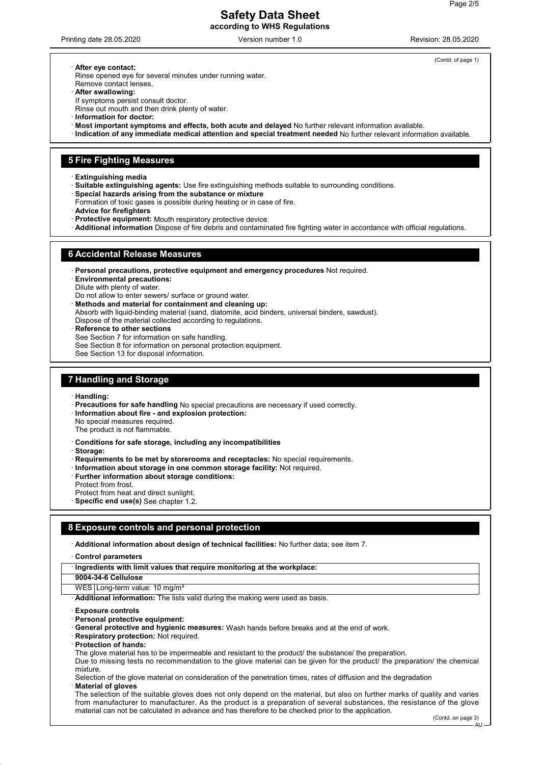(Contd. of page 1)

· **After eye contact:**
Rinse opened eye for several minutes under running water.
Remove contact lenses.
· **After swallowing:**
If symptoms persist consult doctor.
Rinse out mouth and then drink plenty of water.
· **Information for doctor:**
· **Most important symptoms and effects, both acute and delayed** No further relevant information available.
· **Indication of any immediate medical attention and special treatment needed** No further relevant information available.

## 5 Fire Fighting Measures

· **Extinguishing media**
· **Suitable extinguishing agents:** Use fire extinguishing methods suitable to surrounding conditions.
· **Special hazards arising from the substance or mixture**
Formation of toxic gases is possible during heating or in case of fire.
· **Advice for firefighters**
· **Protective equipment:** Mouth respiratory protective device.
· **Additional information** Dispose of fire debris and contaminated fire fighting water in accordance with official regulations.

## 6 Accidental Release Measures

· **Personal precautions, protective equipment and emergency procedures** Not required.
· **Environmental precautions:**
Dilute with plenty of water.
Do not allow to enter sewers/ surface or ground water.
· **Methods and material for containment and cleaning up:**
Absorb with liquid-binding material (sand, diatomite, acid binders, universal binders, sawdust).
Dispose of the material collected according to regulations.
· **Reference to other sections**
See Section 7 for information on safe handling.
See Section 8 for information on personal protection equipment.
See Section 13 for disposal information.

## 7 Handling and Storage

· **Handling:**
· **Precautions for safe handling** No special precautions are necessary if used correctly.
· **Information about fire - and explosion protection:**
No special measures required.
The product is not flammable.

· **Conditions for safe storage, including any incompatibilities**
· **Storage:**
· **Requirements to be met by storerooms and receptacles:** No special requirements.
· **Information about storage in one common storage facility:** Not required.
· **Further information about storage conditions:**
Protect from frost.
Protect from heat and direct sunlight.
· **Specific end use(s)** See chapter 1.2.

## 8 Exposure controls and personal protection

· **Additional information about design of technical facilities:** No further data; see item 7.

· **Control parameters**

| · Ingredients with limit values that require monitoring at the workplace: | |
|---|---|
| **9004-34-6 Cellulose** | |
| WES | Long-term value: 10 mg/m³ |

· **Additional information:** The lists valid during the making were used as basis.

· **Exposure controls**
· **Personal protective equipment:**
· **General protective and hygienic measures:** Wash hands before breaks and at the end of work.
· **Respiratory protection:** Not required.
· **Protection of hands:**
The glove material has to be impermeable and resistant to the product/ the substance/ the preparation.
Due to missing tests no recommendation to the glove material can be given for the product/ the preparation/ the chemical mixture.
Selection of the glove material on consideration of the penetration times, rates of diffusion and the degradation
· **Material of gloves**
The selection of the suitable gloves does not only depend on the material, but also on further marks of quality and varies from manufacturer to manufacturer. As the product is a preparation of several substances, the resistance of the glove material can not be calculated in advance and has therefore to be checked prior to the application.

(Contd. on page 3)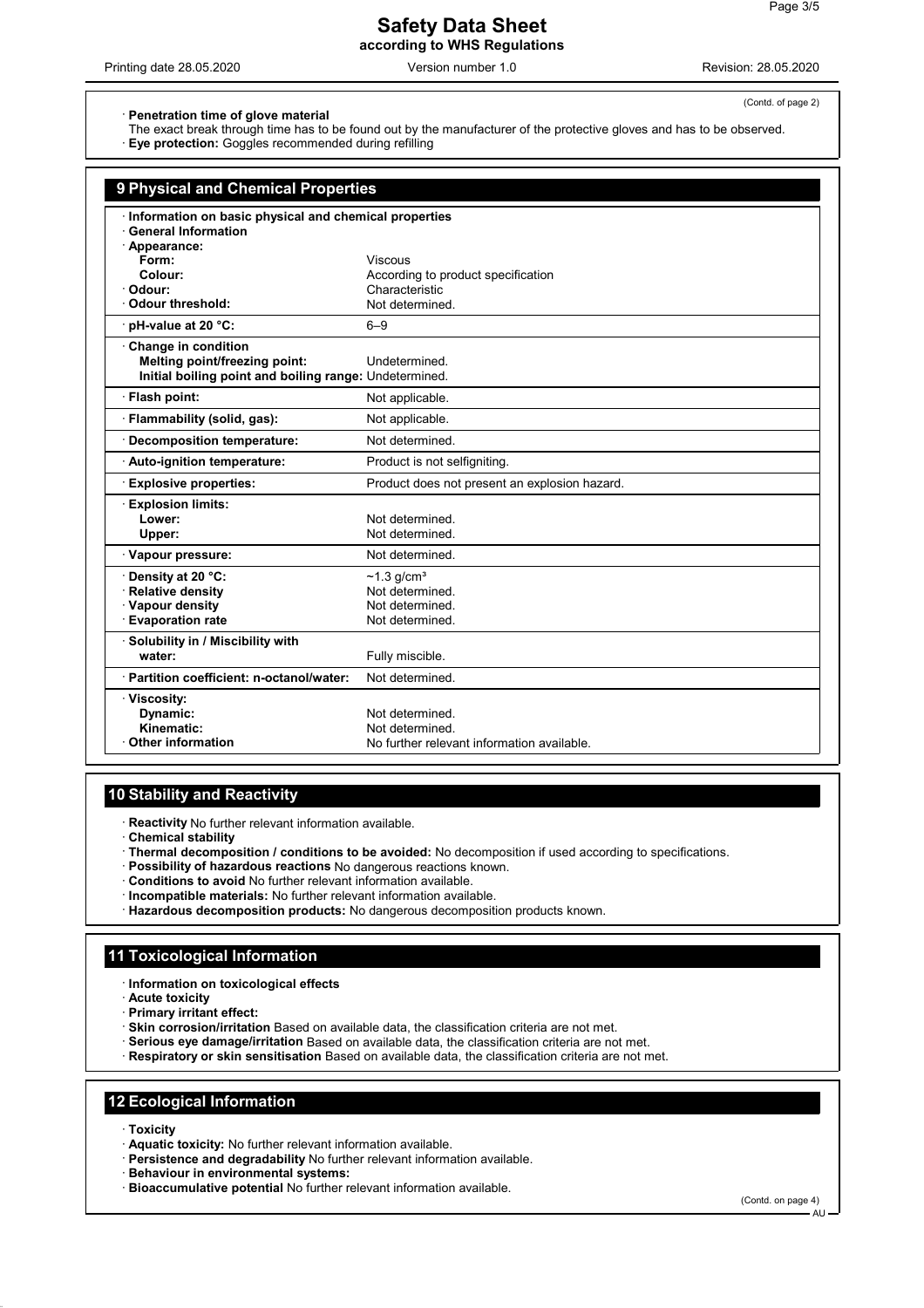(Contd. of page 2)

· **Penetration time of glove material**
The exact break through time has to be found out by the manufacturer of the protective gloves and has to be observed.
· **Eye protection:** Goggles recommended during refilling

## 9 Physical and Chemical Properties

| · **Information on basic physical and chemical properties** | |
|---|---|
| · **General Information** | |
| · **Appearance:** | |
| **Form:** | Viscous |
| **Colour:** | According to product specification |
| · **Odour:** | Characteristic |
| · **Odour threshold:** | Not determined. |
| · **pH-value at 20 °C:** | 6–9 |
| · **Change in condition** | |
| **Melting point/freezing point:** | Undetermined. |
| **Initial boiling point and boiling range:** | Undetermined. |
| · **Flash point:** | Not applicable. |
| · **Flammability (solid, gas):** | Not applicable. |
| · **Decomposition temperature:** | Not determined. |
| · **Auto-ignition temperature:** | Product is not selfigniting. |
| · **Explosive properties:** | Product does not present an explosion hazard. |
| · **Explosion limits:** | |
| **Lower:** | Not determined. |
| **Upper:** | Not determined. |
| · **Vapour pressure:** | Not determined. |
| · **Density at 20 °C:** | ~1.3 g/cm³ |
| · **Relative density** | Not determined. |
| · **Vapour density** | Not determined. |
| · **Evaporation rate** | Not determined. |
| · **Solubility in / Miscibility with** | |
| **water:** | Fully miscible. |
| · **Partition coefficient: n-octanol/water:** | Not determined. |
| · **Viscosity:** | |
| **Dynamic:** | Not determined. |
| **Kinematic:** | Not determined. |
| · **Other information** | No further relevant information available. |

## 10 Stability and Reactivity

· **Reactivity** No further relevant information available.
· **Chemical stability**
· **Thermal decomposition / conditions to be avoided:** No decomposition if used according to specifications.
· **Possibility of hazardous reactions** No dangerous reactions known.
· **Conditions to avoid** No further relevant information available.
· **Incompatible materials:** No further relevant information available.
· **Hazardous decomposition products:** No dangerous decomposition products known.

## 11 Toxicological Information

· **Information on toxicological effects**
· **Acute toxicity**
· **Primary irritant effect:**
· **Skin corrosion/irritation** Based on available data, the classification criteria are not met.
· **Serious eye damage/irritation** Based on available data, the classification criteria are not met.
· **Respiratory or skin sensitisation** Based on available data, the classification criteria are not met.

## 12 Ecological Information

· **Toxicity**
· **Aquatic toxicity:** No further relevant information available.
· **Persistence and degradability** No further relevant information available.
· **Behaviour in environmental systems:**
· **Bioaccumulative potential** No further relevant information available.

(Contd. on page 4)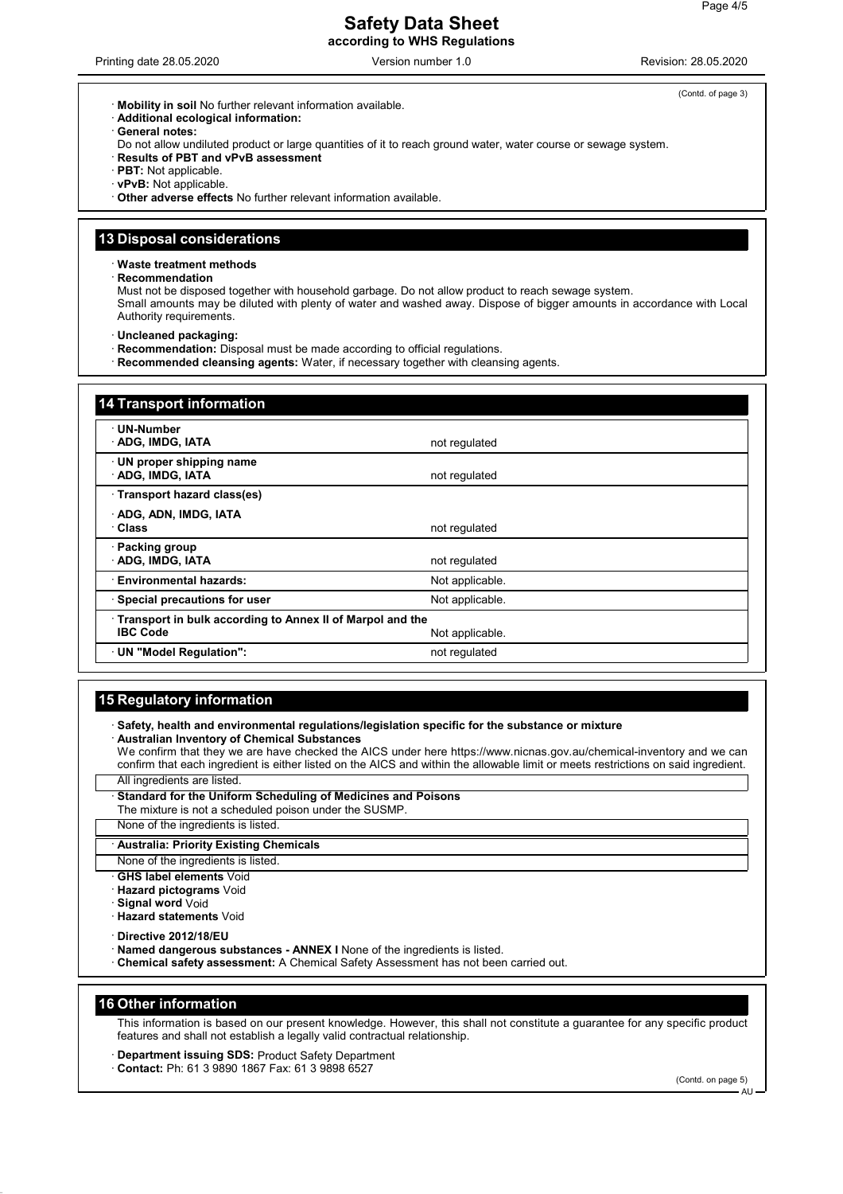(Contd. of page 3)

· **Mobility in soil** No further relevant information available.
· **Additional ecological information:**
· **General notes:**
Do not allow undiluted product or large quantities of it to reach ground water, water course or sewage system.
· **Results of PBT and vPvB assessment**
· **PBT:** Not applicable.
· **vPvB:** Not applicable.
· **Other adverse effects** No further relevant information available.

## 13 Disposal considerations

· **Waste treatment methods**
· **Recommendation**
Must not be disposed together with household garbage. Do not allow product to reach sewage system.
Small amounts may be diluted with plenty of water and washed away. Dispose of bigger amounts in accordance with Local Authority requirements.

· **Uncleaned packaging:**
· **Recommendation:** Disposal must be made according to official regulations.
· **Recommended cleansing agents:** Water, if necessary together with cleansing agents.

## 14 Transport information

| | |
|---|---|
| · **UN-Number**<br>· **ADG, IMDG, IATA** | not regulated |
| · **UN proper shipping name**<br>· **ADG, IMDG, IATA** | not regulated |
| · **Transport hazard class(es)**<br>· **ADG, ADN, IMDG, IATA**<br>· **Class** | not regulated |
| · **Packing group**<br>· **ADG, IMDG, IATA** | not regulated |
| · **Environmental hazards:** | Not applicable. |
| · **Special precautions for user** | Not applicable. |
| · **Transport in bulk according to Annex II of Marpol and the IBC Code** | Not applicable. |
| · **UN "Model Regulation":** | not regulated |

## 15 Regulatory information

· **Safety, health and environmental regulations/legislation specific for the substance or mixture**
· **Australian Inventory of Chemical Substances**
We confirm that they we are have checked the AICS under here https://www.nicnas.gov.au/chemical-inventory and we can confirm that each ingredient is either listed on the AICS and within the allowable limit or meets restrictions on said ingredient.

All ingredients are listed.

· **Standard for the Uniform Scheduling of Medicines and Poisons**
The mixture is not a scheduled poison under the SUSMP.

None of the ingredients is listed.

· **Australia: Priority Existing Chemicals**

None of the ingredients is listed.

· **GHS label elements** Void
· **Hazard pictograms** Void
· **Signal word** Void
· **Hazard statements** Void

· **Directive 2012/18/EU**
· **Named dangerous substances - ANNEX I** None of the ingredients is listed.
· **Chemical safety assessment:** A Chemical Safety Assessment has not been carried out.

## 16 Other information

This information is based on our present knowledge. However, this shall not constitute a guarantee for any specific product features and shall not establish a legally valid contractual relationship.

· **Department issuing SDS:** Product Safety Department
· **Contact:** Ph: 61 3 9890 1867 Fax: 61 3 9898 6527

(Contd. on page 5)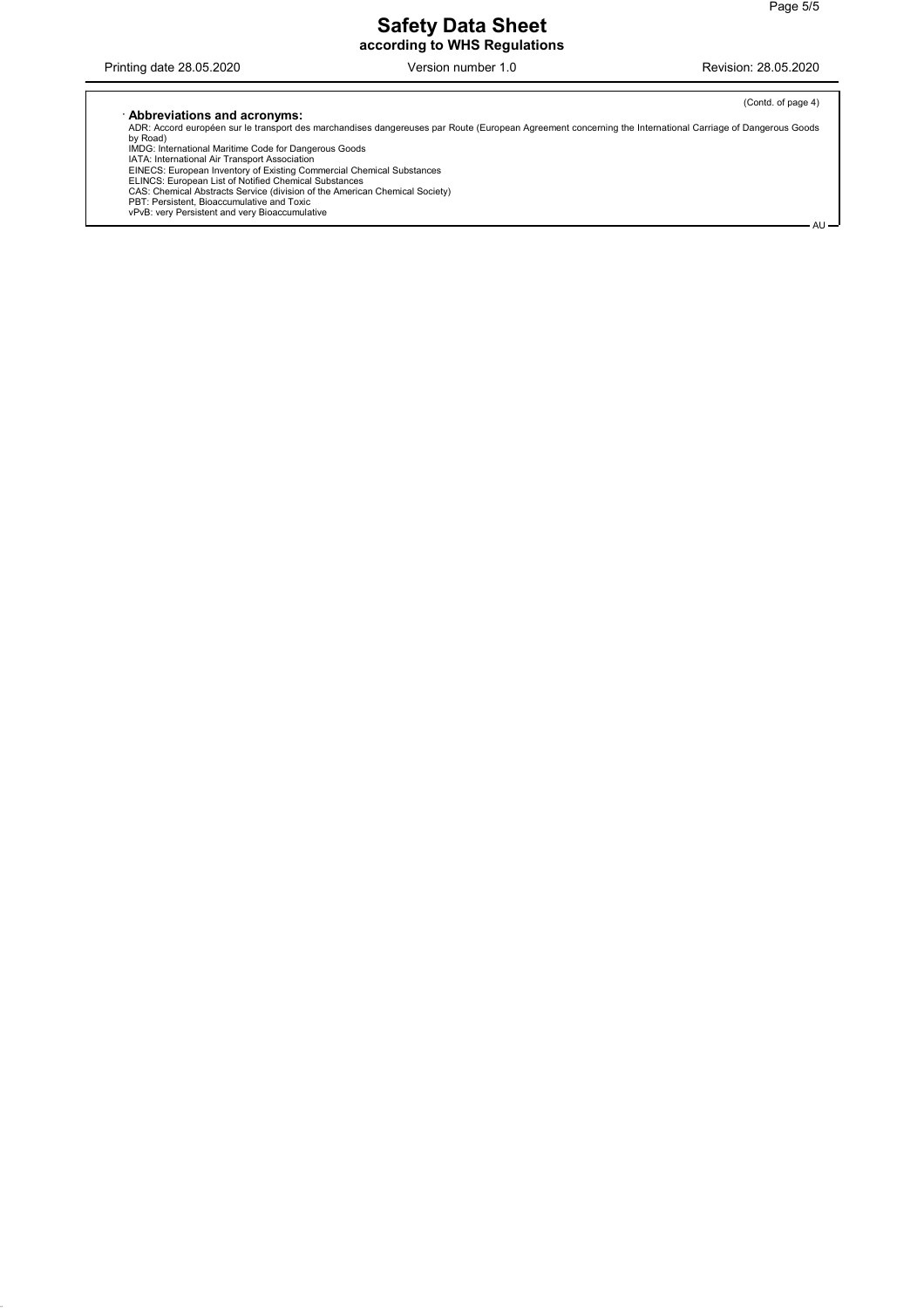(Contd. of page 4)

· **Abbreviations and acronyms:**

ADR: Accord européen sur le transport des marchandises dangereuses par Route (European Agreement concerning the International Carriage of Dangerous Goods by Road)
IMDG: International Maritime Code for Dangerous Goods
IATA: International Air Transport Association
EINECS: European Inventory of Existing Commercial Chemical Substances
ELINCS: European List of Notified Chemical Substances
CAS: Chemical Abstracts Service (division of the American Chemical Society)
PBT: Persistent, Bioaccumulative and Toxic
vPvB: very Persistent and very Bioaccumulative